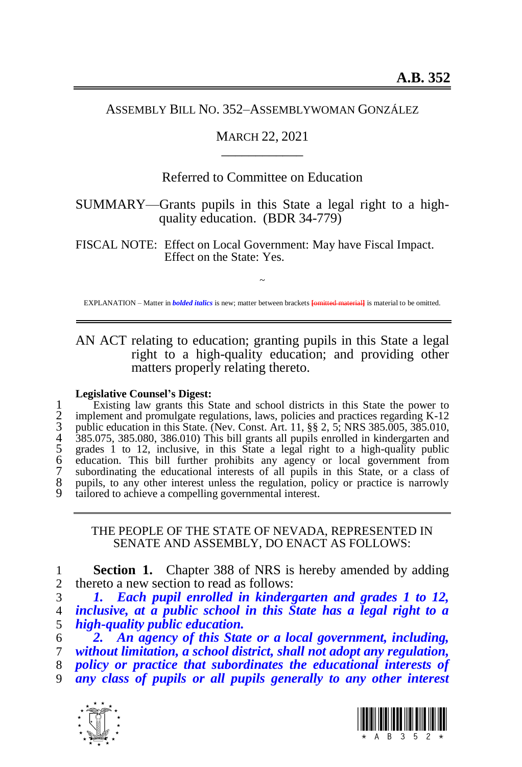**A.B. 352**

ASSEMBLY BILL NO. 352–ASSEMBLYWOMAN GONZÁLEZ

MARCH 22, 2021

\_\_\_\_\_\_\_\_\_\_\_\_

Referred to Committee on Education

SUMMARY—Grants pupils in this State a legal right to a high-quality education. (BDR 34-779)

FISCAL NOTE: Effect on Local Government: May have Fiscal Impact.
Effect on the State: Yes.

~

EXPLANATION – Matter in ***bolded italics*** is new; matter between brackets [~~omitted material~~] is material to be omitted.

---

AN ACT relating to education; granting pupils in this State a legal right to a high-quality education; and providing other matters properly relating thereto.

**Legislative Counsel's Digest:**

1 Existing law grants this State and school districts in this State the power to
2 implement and promulgate regulations, laws, policies and practices regarding K-12
3 public education in this State. (Nev. Const. Art. 11, §§ 2, 5; NRS 385.005, 385.010,
4 385.075, 385.080, 386.010) This bill grants all pupils enrolled in kindergarten and
5 grades 1 to 12, inclusive, in this State a legal right to a high-quality public
6 education. This bill further prohibits any agency or local government from
7 subordinating the educational interests of all pupils in this State, or a class of
8 pupils, to any other interest unless the regulation, policy or practice is narrowly
9 tailored to achieve a compelling governmental interest.

---

THE PEOPLE OF THE STATE OF NEVADA, REPRESENTED IN SENATE AND ASSEMBLY, DO ENACT AS FOLLOWS:

1 **Section 1.** Chapter 388 of NRS is hereby amended by adding
2 thereto a new section to read as follows:
3 ***1. Each pupil enrolled in kindergarten and grades 1 to 12,***
4 ***inclusive, at a public school in this State has a legal right to a***
5 ***high-quality public education.***
6 ***2. An agency of this State or a local government, including,***
7 ***without limitation, a school district, shall not adopt any regulation,***
8 ***policy or practice that subordinates the educational interests of***
9 ***any class of pupils or all pupils generally to any other interest***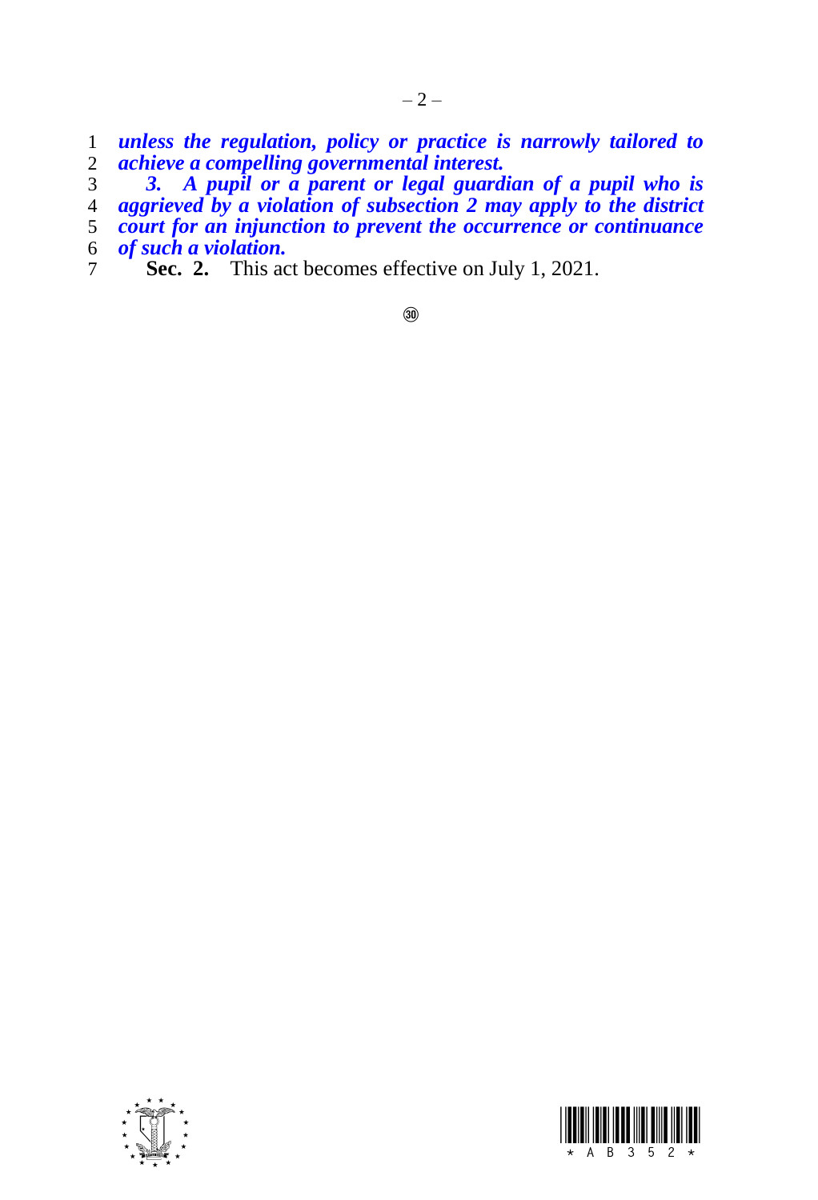***unless the regulation, policy or practice is narrowly tailored to achieve a compelling governmental interest.***

***3. A pupil or a parent or legal guardian of a pupil who is aggrieved by a violation of subsection 2 may apply to the district court for an injunction to prevent the occurrence or continuance of such a violation.***

**Sec. 2.** This act becomes effective on July 1, 2021.